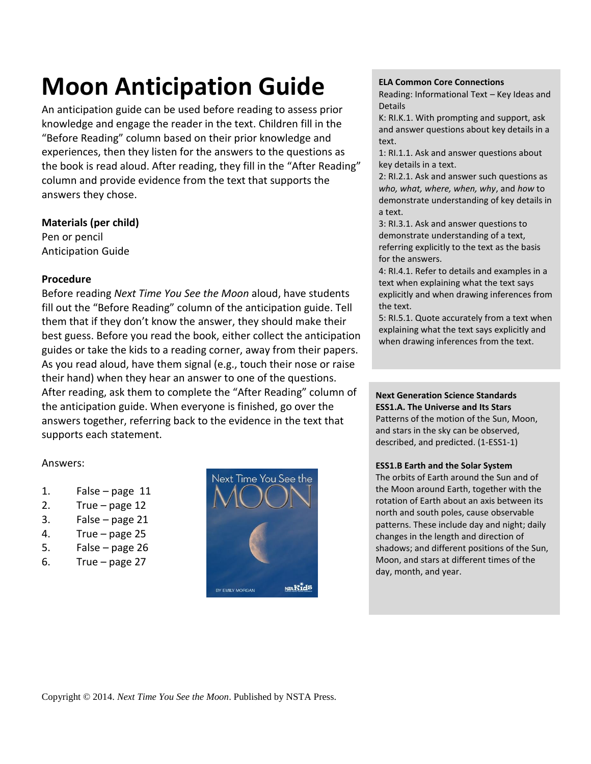# Moon Anticipation Guide

An anticipation guide can be used before reading to assess prior knowledge and engage the reader in the text. Children fill in the "Before Reading" column based on their prior knowledge and experiences, then they listen for the answers to the questions as the book is read aloud. After reading, they fill in the "After Reading" column and provide evidence from the text that supports the answers they chose.

**Materials (per child)**

Pen or pencil

Anticipation Guide

**Procedure**

Before reading *Next Time You See the Moon* aloud, have students fill out the "Before Reading" column of the anticipation guide. Tell them that if they don't know the answer, they should make their best guess. Before you read the book, either collect the anticipation guides or take the kids to a reading corner, away from their papers. As you read aloud, have them signal (e.g., touch their nose or raise their hand) when they hear an answer to one of the questions. After reading, ask them to complete the "After Reading" column of the anticipation guide. When everyone is finished, go over the answers together, referring back to the evidence in the text that supports each statement.

Answers:

1. False – page 11
2. True – page 12
3. False – page 21
4. True – page 25
5. False – page 26
6. True – page 27

**ELA Common Core Connections**

Reading: Informational Text – Key Ideas and Details

K: RI.K.1. With prompting and support, ask and answer questions about key details in a text.

1: RI.1.1. Ask and answer questions about key details in a text.

2: RI.2.1. Ask and answer such questions as *who, what, where, when, why*, and *how* to demonstrate understanding of key details in a text.

3: RI.3.1. Ask and answer questions to demonstrate understanding of a text, referring explicitly to the text as the basis for the answers.

4: RI.4.1. Refer to details and examples in a text when explaining what the text says explicitly and when drawing inferences from the text.

5: RI.5.1. Quote accurately from a text when explaining what the text says explicitly and when drawing inferences from the text.

**Next Generation Science Standards**

**ESS1.A. The Universe and Its Stars**

Patterns of the motion of the Sun, Moon, and stars in the sky can be observed, described, and predicted. (1-ESS1-1)

**ESS1.B Earth and the Solar System**

The orbits of Earth around the Sun and of the Moon around Earth, together with the rotation of Earth about an axis between its north and south poles, cause observable patterns. These include day and night; daily changes in the length and direction of shadows; and different positions of the Sun, Moon, and stars at different times of the day, month, and year.

Copyright © 2014. *Next Time You See the Moon*. Published by NSTA Press.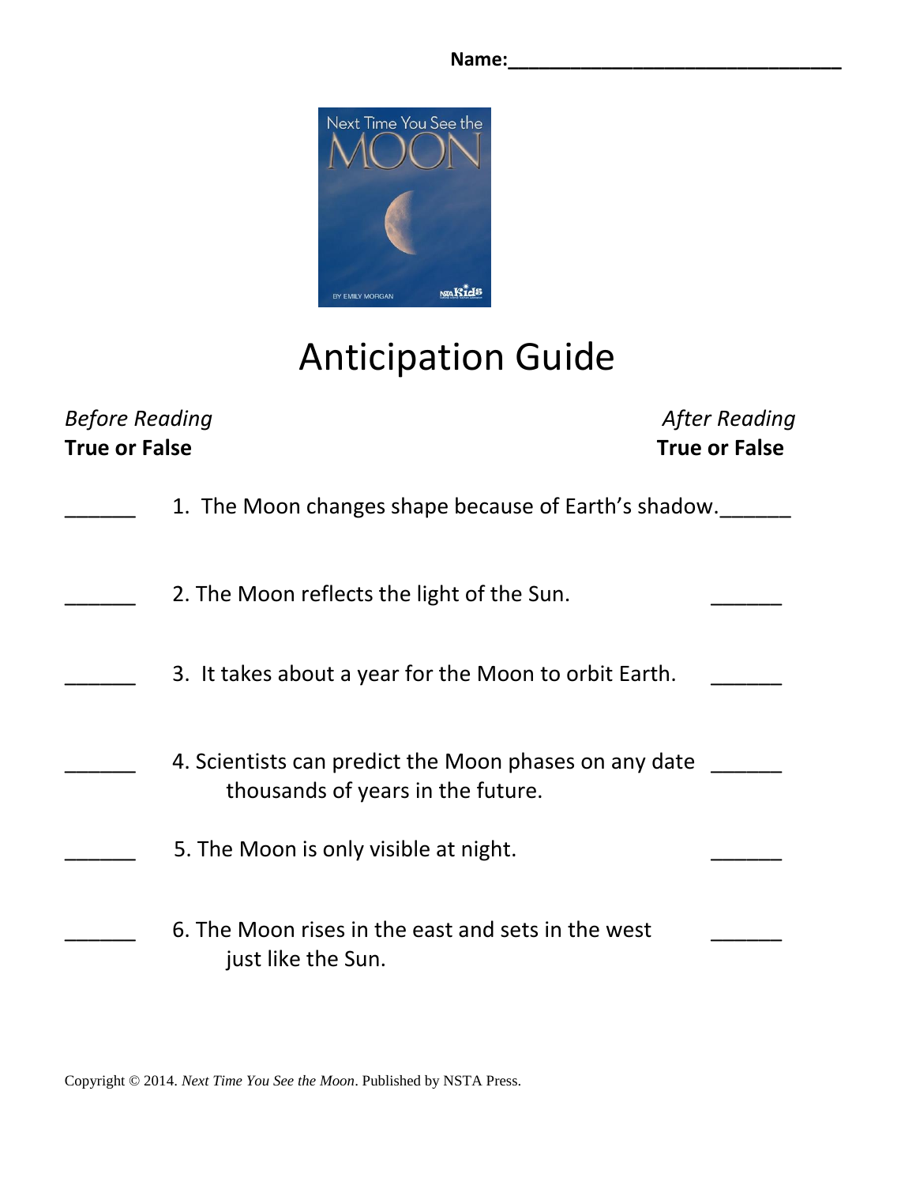Name:________________________________

# Anticipation Guide

| *Before Reading* **True or False** | | *After Reading* **True or False** |
|---|---|---|
| ______ | 1. The Moon changes shape because of Earth's shadow. | ______ |
| ______ | 2. The Moon reflects the light of the Sun. | ______ |
| ______ | 3. It takes about a year for the Moon to orbit Earth. | ______ |
| ______ | 4. Scientists can predict the Moon phases on any date thousands of years in the future. | ______ |
| ______ | 5. The Moon is only visible at night. | ______ |
| ______ | 6. The Moon rises in the east and sets in the west just like the Sun. | ______ |

Copyright © 2014. *Next Time You See the Moon*. Published by NSTA Press.